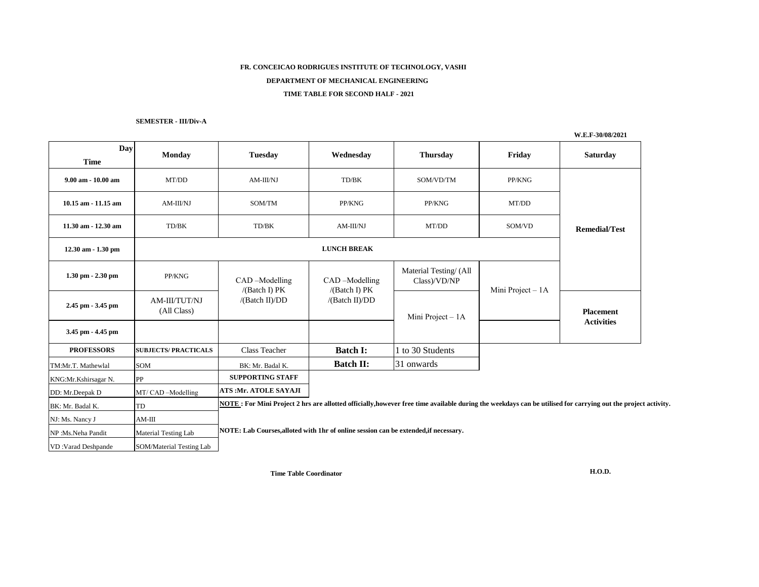**FR. CONCEICAO RODRIGUES INSTITUTE OF TECHNOLOGY, VASHI**

**DEPARTMENT OF MECHANICAL ENGINEERING**

**TIME TABLE FOR SECOND HALF - 2021**

**SEMESTER - III/Div-A**

**W.E.F-30/08/2021**

| Day / Time | Monday | Tuesday | Wednesday | Thursday | Friday | Saturday |
|---|---|---|---|---|---|---|
| 9.00 am - 10.00 am | MT/DD | AM-III/NJ | TD/BK | SOM/VD/TM | PP/KNG | Remedial/Test |
| 10.15 am - 11.15 am | AM-III/NJ | SOM/TM | PP/KNG | PP/KNG | MT/DD | |
| 11.30 am - 12.30 am | TD/BK | TD/BK | AM-III/NJ | MT/DD | SOM/VD | |
| 12.30 am - 1.30 pm | LUNCH BREAK | | | | | |
| 1.30 pm - 2.30 pm | PP/KNG | CAD –Modelling /(Batch I) PK /(Batch II)/DD | CAD –Modelling /(Batch I) PK /(Batch II)/DD | Material Testing/ (All Class)/VD/NP | Mini Project – 1A | |
| 2.45 pm - 3.45 pm | AM-III/TUT/NJ (All Class) | | | Mini Project – 1A | | Placement Activities |
| 3.45 pm - 4.45 pm | | | | | | |

| PROFESSORS | SUBJECTS/ PRACTICALS |
|---|---|
| TM:Mr.T. Mathewlal | SOM |
| KNG:Mr.Kshirsagar N. | PP |
| DD: Mr.Deepak D | MT/ CAD –Modelling |
| BK: Mr. Badal K. | TD |
| NJ: Ms. Nancy J | AM-III |
| NP :Ms.Neha Pandit | Material Testing Lab |
| VD :Varad Deshpande | SOM/Material Testing Lab |

| Class Teacher |
|---|
| BK: Mr. Badal K. |

| SUPPORTING STAFF |
|---|
| ATS :Mr. ATOLE SAYAJI |

| | |
|---|---|
| **Batch I:** | 1 to 30 Students |
| **Batch II:** | 31 onwards |

**NOTE : For Mini Project 2 hrs are allotted officially,however free time available during the weekdays can be utilised for carrying out the project activity.**

**NOTE: Lab Courses,alloted with 1hr of online session can be extended,if necessary.**

**Time Table Coordinator** **H.O.D.**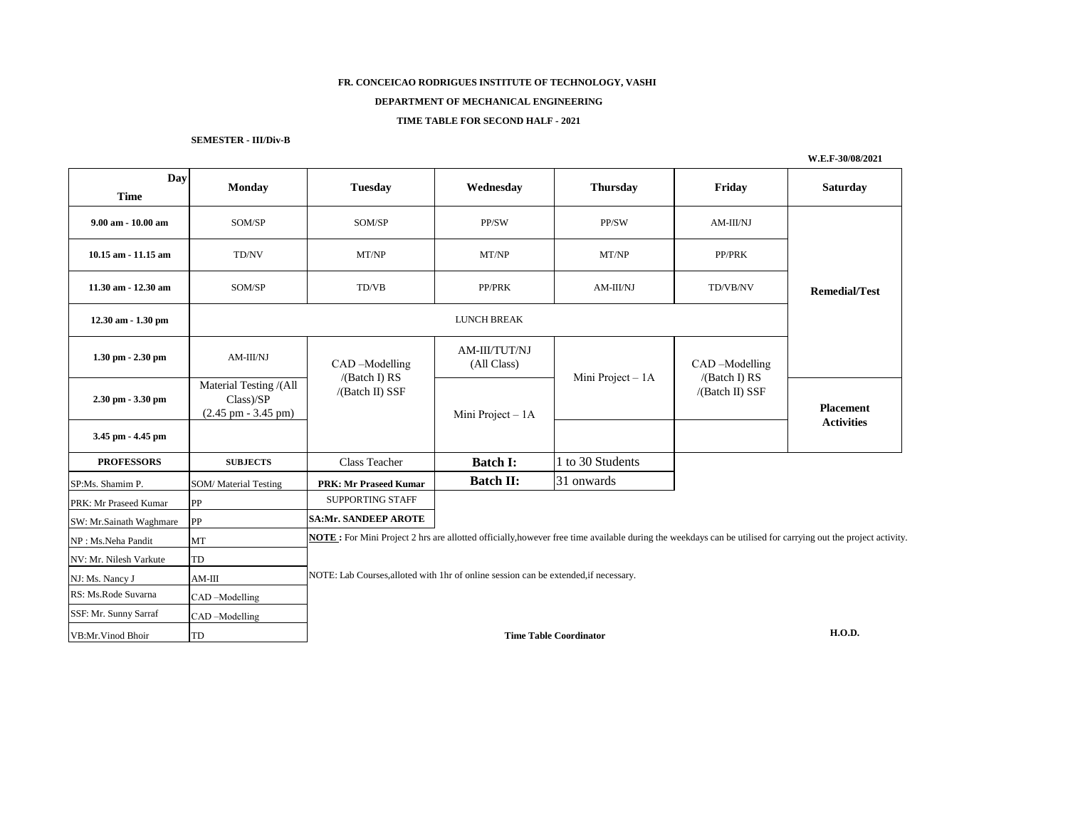**FR. CONCEICAO RODRIGUES INSTITUTE OF TECHNOLOGY, VASHI**

**DEPARTMENT OF MECHANICAL ENGINEERING**

**TIME TABLE FOR SECOND HALF - 2021**

**SEMESTER - III/Div-B**

**W.E.F-30/08/2021**

| Day / Time | Monday | Tuesday | Wednesday | Thursday | Friday | Saturday |
|---|---|---|---|---|---|---|
| **9.00 am - 10.00 am** | SOM/SP | SOM/SP | PP/SW | PP/SW | AM-III/NJ | **Remedial/Test** |
| **10.15 am - 11.15 am** | TD/NV | MT/NP | MT/NP | MT/NP | PP/PRK | |
| **11.30 am - 12.30 am** | SOM/SP | TD/VB | PP/PRK | AM-III/NJ | TD/VB/NV | |
| **12.30 am - 1.30 pm** | LUNCH BREAK | | | | | |
| **1.30 pm - 2.30 pm** | AM-III/NJ | CAD –Modelling /(Batch I) RS /(Batch II) SSF | AM-III/TUT/NJ (All Class) | Mini Project – 1A | CAD –Modelling /(Batch I) RS /(Batch II) SSF | |
| **2.30 pm - 3.30 pm** | Material Testing /(All Class)/SP (2.45 pm - 3.45 pm) | | Mini Project – 1A | | | **Placement Activities** |
| **3.45 pm - 4.45 pm** | | | | | | |

| **PROFESSORS** | **SUBJECTS** |
|---|---|
| SP:Ms. Shamim P. | SOM/ Material Testing |
| PRK: Mr Praseed Kumar | PP |
| SW: Mr.Sainath Waghmare | PP |
| NP : Ms.Neha Pandit | MT |
| NV: Mr. Nilesh Varkute | TD |
| NJ: Ms. Nancy J | AM-III |
| RS: Ms.Rode Suvarna | CAD –Modelling |
| SSF: Mr. Sunny Sarraf | CAD –Modelling |
| VB:Mr.Vinod Bhoir | TD |

| | |
|---|---|
| Class Teacher | |
| **PRK: Mr Praseed Kumar** | |
| SUPPORTING STAFF | |
| **SA:Mr. SANDEEP AROTE** | |

| | |
|---|---|
| **Batch I:** | 1 to 30 Students |
| **Batch II:** | 31 onwards |

**NOTE :** For Mini Project 2 hrs are allotted officially,however free time available during the weekdays can be utilised for carrying out the project activity.

NOTE: Lab Courses,alloted with 1hr of online session can be extended,if necessary.

**Time Table Coordinator**

**H.O.D.**